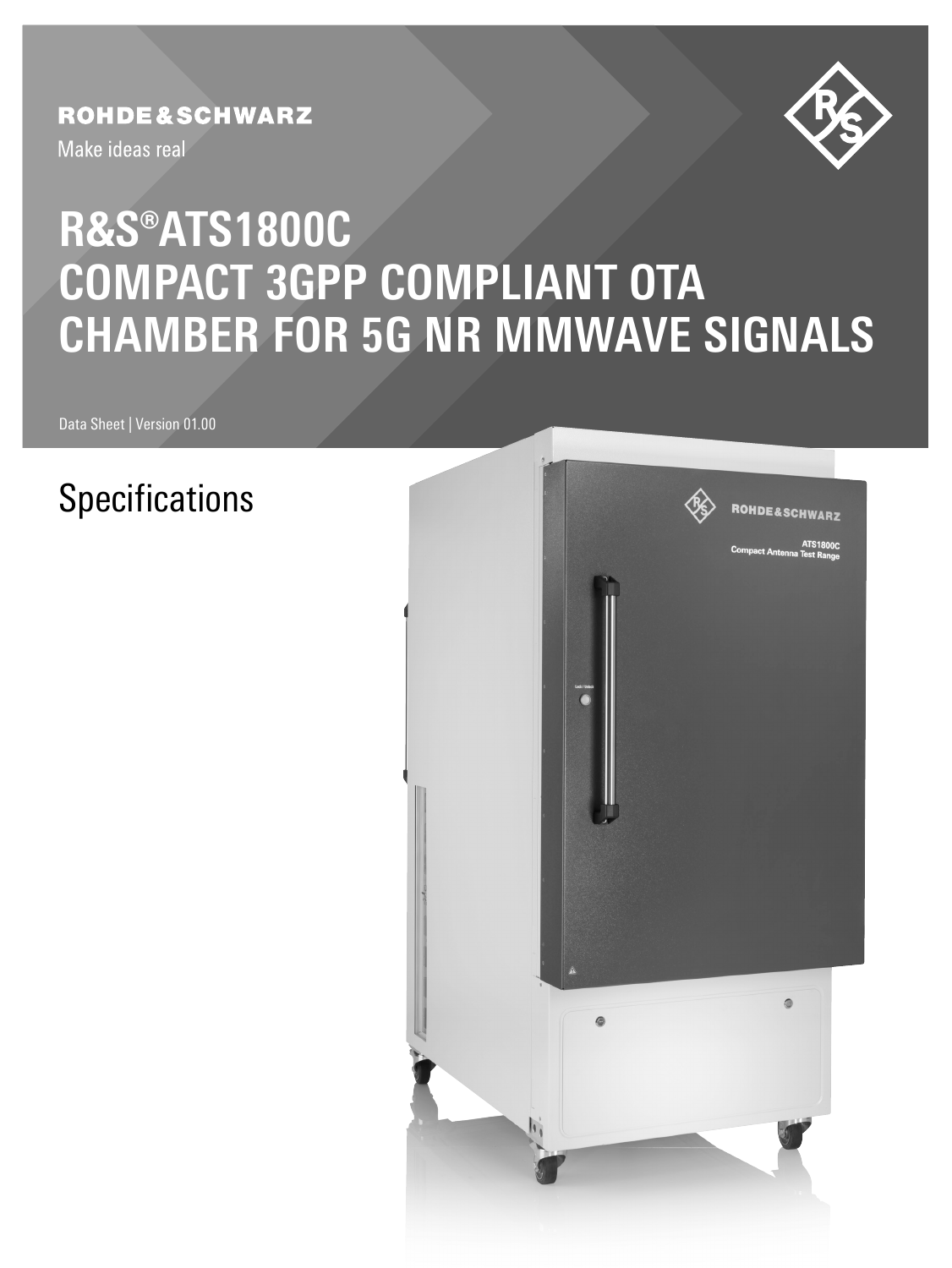ROHDE&SCHWARZ

Make ideas real

# R&S®ATS1800C COMPACT 3GPP COMPLIANT OTA CHAMBER FOR 5G NR MMWAVE SIGNALS

Data Sheet | Version 01.00

## Specifications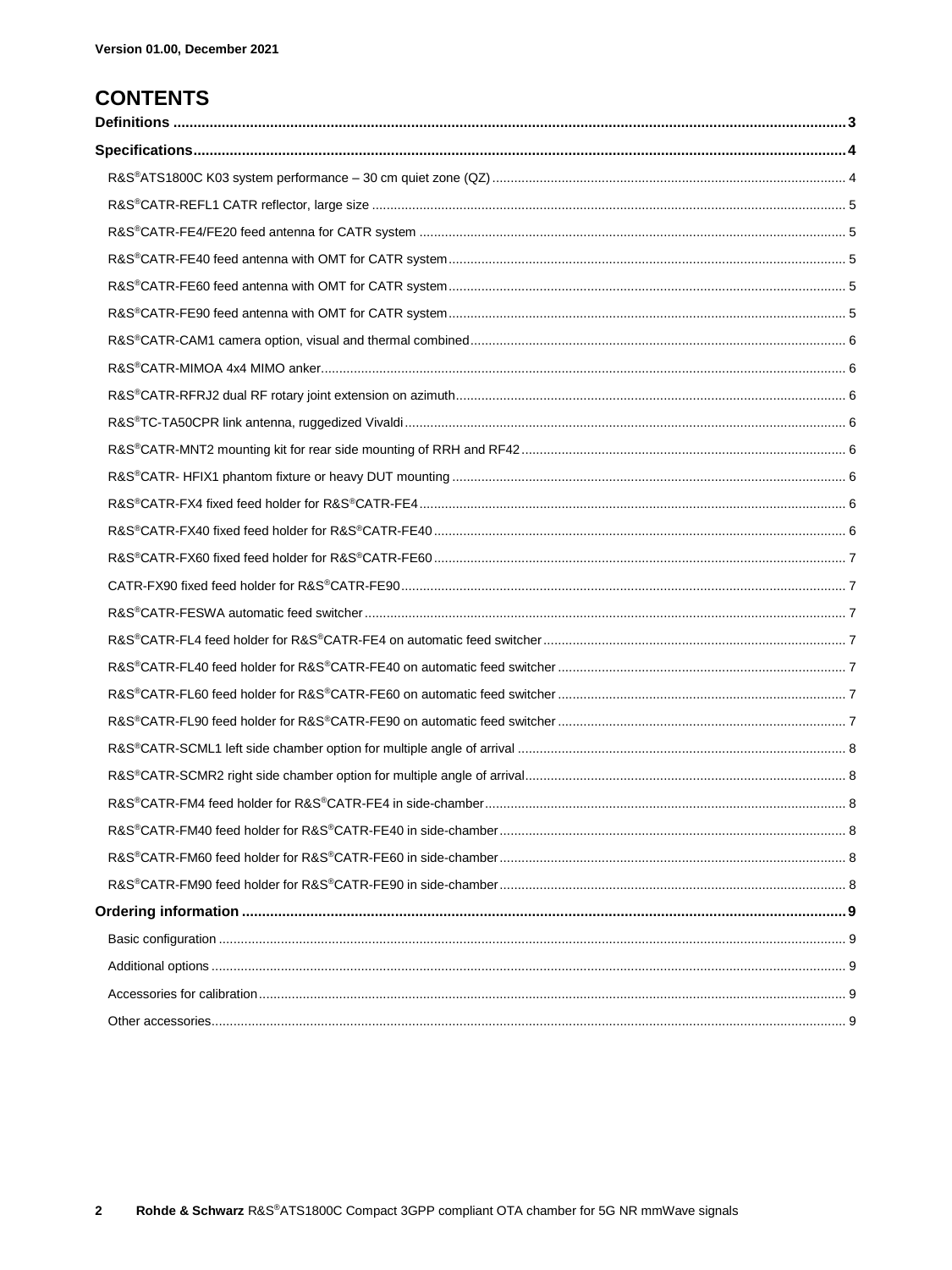Version 01.00, December 2021

# CONTENTS

**Definitions ... 3**

**Specifications ... 4**

- R&S®ATS1800C K03 system performance – 30 cm quiet zone (QZ) ... 4
- R&S®CATR-REFL1 CATR reflector, large size ... 5
- R&S®CATR-FE4/FE20 feed antenna for CATR system ... 5
- R&S®CATR-FE40 feed antenna with OMT for CATR system ... 5
- R&S®CATR-FE60 feed antenna with OMT for CATR system ... 5
- R&S®CATR-FE90 feed antenna with OMT for CATR system ... 5
- R&S®CATR-CAM1 camera option, visual and thermal combined ... 6
- R&S®CATR-MIMOA 4x4 MIMO anker ... 6
- R&S®CATR-RFRJ2 dual RF rotary joint extension on azimuth ... 6
- R&S®TC-TA50CPR link antenna, ruggedized Vivaldi ... 6
- R&S®CATR-MNT2 mounting kit for rear side mounting of RRH and RF42 ... 6
- R&S®CATR- HFIX1 phantom fixture or heavy DUT mounting ... 6
- R&S®CATR-FX4 fixed feed holder for R&S®CATR-FE4 ... 6
- R&S®CATR-FX40 fixed feed holder for R&S®CATR-FE40 ... 6
- R&S®CATR-FX60 fixed feed holder for R&S®CATR-FE60 ... 7
- CATR-FX90 fixed feed holder for R&S®CATR-FE90 ... 7
- R&S®CATR-FESWA automatic feed switcher ... 7
- R&S®CATR-FL4 feed holder for R&S®CATR-FE4 on automatic feed switcher ... 7
- R&S®CATR-FL40 feed holder for R&S®CATR-FE40 on automatic feed switcher ... 7
- R&S®CATR-FL60 feed holder for R&S®CATR-FE60 on automatic feed switcher ... 7
- R&S®CATR-FL90 feed holder for R&S®CATR-FE90 on automatic feed switcher ... 7
- R&S®CATR-SCML1 left side chamber option for multiple angle of arrival ... 8
- R&S®CATR-SCMR2 right side chamber option for multiple angle of arrival ... 8
- R&S®CATR-FM4 feed holder for R&S®CATR-FE4 in side-chamber ... 8
- R&S®CATR-FM40 feed holder for R&S®CATR-FE40 in side-chamber ... 8
- R&S®CATR-FM60 feed holder for R&S®CATR-FE60 in side-chamber ... 8
- R&S®CATR-FM90 feed holder for R&S®CATR-FE90 in side-chamber ... 8

**Ordering information ... 9**

- Basic configuration ... 9
- Additional options ... 9
- Accessories for calibration ... 9
- Other accessories ... 9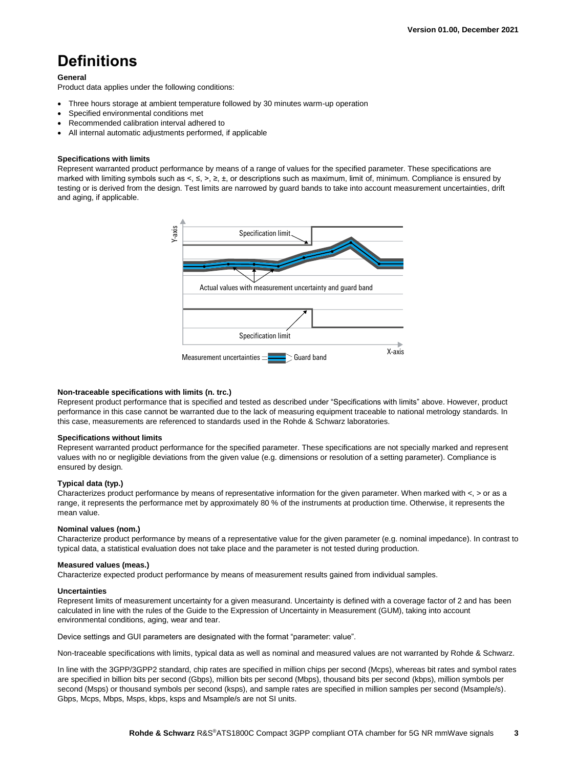# Definitions

**General**

Product data applies under the following conditions:

- Three hours storage at ambient temperature followed by 30 minutes warm-up operation
- Specified environmental conditions met
- Recommended calibration interval adhered to
- All internal automatic adjustments performed, if applicable

**Specifications with limits**

Represent warranted product performance by means of a range of values for the specified parameter. These specifications are marked with limiting symbols such as <, ≤, >, ≥, ±, or descriptions such as maximum, limit of, minimum. Compliance is ensured by testing or is derived from the design. Test limits are narrowed by guard bands to take into account measurement uncertainties, drift and aging, if applicable.

**Non-traceable specifications with limits (n. trc.)**

Represent product performance that is specified and tested as described under "Specifications with limits" above. However, product performance in this case cannot be warranted due to the lack of measuring equipment traceable to national metrology standards. In this case, measurements are referenced to standards used in the Rohde & Schwarz laboratories.

**Specifications without limits**

Represent warranted product performance for the specified parameter. These specifications are not specially marked and represent values with no or negligible deviations from the given value (e.g. dimensions or resolution of a setting parameter). Compliance is ensured by design.

**Typical data (typ.)**

Characterizes product performance by means of representative information for the given parameter. When marked with <, > or as a range, it represents the performance met by approximately 80 % of the instruments at production time. Otherwise, it represents the mean value.

**Nominal values (nom.)**

Characterize product performance by means of a representative value for the given parameter (e.g. nominal impedance). In contrast to typical data, a statistical evaluation does not take place and the parameter is not tested during production.

**Measured values (meas.)**

Characterize expected product performance by means of measurement results gained from individual samples.

**Uncertainties**

Represent limits of measurement uncertainty for a given measurand. Uncertainty is defined with a coverage factor of 2 and has been calculated in line with the rules of the Guide to the Expression of Uncertainty in Measurement (GUM), taking into account environmental conditions, aging, wear and tear.

Device settings and GUI parameters are designated with the format "parameter: value".

Non-traceable specifications with limits, typical data as well as nominal and measured values are not warranted by Rohde & Schwarz.

In line with the 3GPP/3GPP2 standard, chip rates are specified in million chips per second (Mcps), whereas bit rates and symbol rates are specified in billion bits per second (Gbps), million bits per second (Mbps), thousand bits per second (kbps), million symbols per second (Msps) or thousand symbols per second (ksps), and sample rates are specified in million samples per second (Msample/s). Gbps, Mcps, Mbps, Msps, kbps, ksps and Msample/s are not SI units.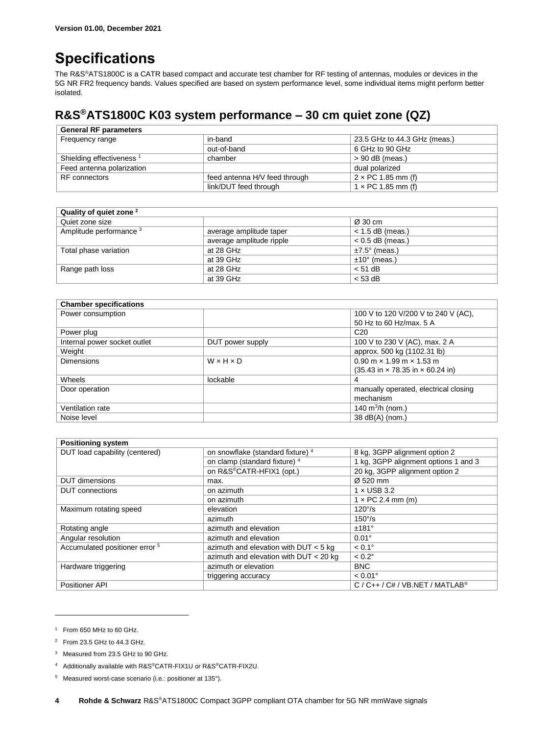Version 01.00, December 2021

# Specifications

The R&S®ATS1800C is a CATR based compact and accurate test chamber for RF testing of antennas, modules or devices in the 5G NR FR2 frequency bands. Values specified are based on system performance level, some individual items might perform better isolated.

## R&S®ATS1800C K03 system performance – 30 cm quiet zone (QZ)

| General RF parameters | | |
|---|---|---|
| Frequency range | in-band | 23.5 GHz to 44.3 GHz (meas.) |
| | out-of-band | 6 GHz to 90 GHz |
| Shielding effectiveness [1] | chamber | > 90 dB (meas.) |
| Feed antenna polarization | | dual polarized |
| RF connectors | feed antenna H/V feed through | 2 × PC 1.85 mm (f) |
| | link/DUT feed through | 1 × PC 1.85 mm (f) |

| Quality of quiet zone [2] | | |
|---|---|---|
| Quiet zone size | | Ø 30 cm |
| Amplitude performance [3] | average amplitude taper | < 1.5 dB (meas.) |
| | average amplitude ripple | < 0.5 dB (meas.) |
| Total phase variation | at 28 GHz | ±7.5° (meas.) |
| | at 39 GHz | ±10° (meas.) |
| Range path loss | at 28 GHz | < 51 dB |
| | at 39 GHz | < 53 dB |

| Chamber specifications | | |
|---|---|---|
| Power consumption | | 100 V to 120 V/200 V to 240 V (AC), 50 Hz to 60 Hz/max. 5 A |
| Power plug | | C20 |
| Internal power socket outlet | DUT power supply | 100 V to 230 V (AC), max. 2 A |
| Weight | | approx. 500 kg (1102.31 lb) |
| Dimensions | W × H × D | 0.90 m × 1.99 m × 1.53 m (35.43 in × 78.35 in × 60.24 in) |
| Wheels | lockable | 4 |
| Door operation | | manually operated, electrical closing mechanism |
| Ventilation rate | | 140 $m^3$/h (nom.) |
| Noise level | | 38 dB(A) (nom.) |

| Positioning system | | |
|---|---|---|
| DUT load capability (centered) | on snowflake (standard fixture) [4] | 8 kg, 3GPP alignment option 2 |
| | on clamp (standard fixture) [4] | 1 kg, 3GPP alignment options 1 and 3 |
| | on R&S®CATR-HFIX1 (opt.) | 20 kg, 3GPP alignment option 2 |
| DUT dimensions | max. | Ø 520 mm |
| DUT connections | on azimuth | 1 × USB 3.2 |
| | on azimuth | 1 × PC 2.4 mm (m) |
| Maximum rotating speed | elevation | 120°/s |
| | azimuth | 150°/s |
| Rotating angle | azimuth and elevation | ±181° |
| Angular resolution | azimuth and elevation | 0.01° |
| Accumulated positioner error [5] | azimuth and elevation with DUT < 5 kg | < 0.1° |
| | azimuth and elevation with DUT < 20 kg | < 0.2° |
| Hardware triggering | azimuth or elevation | BNC |
| | triggering accuracy | < 0.01° |
| Positioner API | | C / C++ / C# / VB.NET / MATLAB® |

[1] From 650 MHz to 60 GHz.

[2] From 23.5 GHz to 44.3 GHz.

[3] Measured from 23.5 GHz to 90 GHz.

[4] Additionally available with R&S®CATR-FIX1U or R&S®CATR-FIX2U.

[5] Measured worst-case scenario (i.e.: positioner at 135°).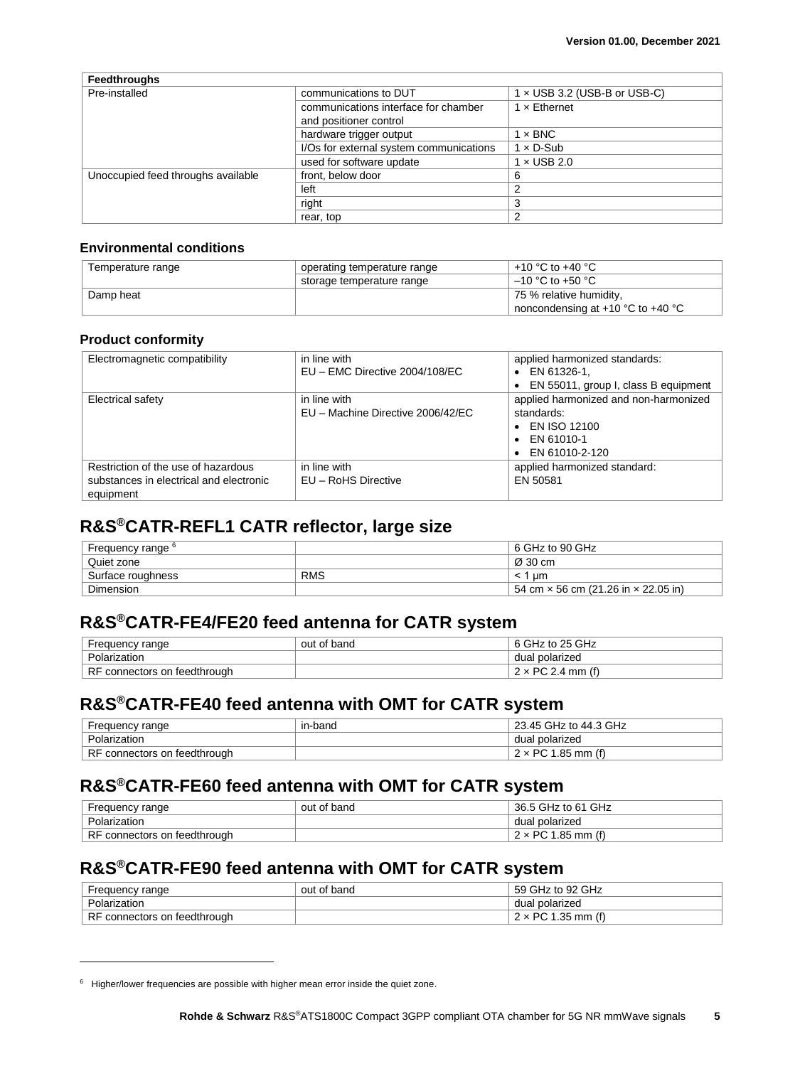| Feedthroughs | | |
|---|---|---|
| Pre-installed | communications to DUT | 1 × USB 3.2 (USB-B or USB-C) |
| | communications interface for chamber and positioner control | 1 × Ethernet |
| | hardware trigger output | 1 × BNC |
| | I/Os for external system communications | 1 × D-Sub |
| | used for software update | 1 × USB 2.0 |
| Unoccupied feed throughs available | front, below door | 6 |
| | left | 2 |
| | right | 3 |
| | rear, top | 2 |

### Environmental conditions

| | | |
|---|---|---|
| Temperature range | operating temperature range | +10 °C to +40 °C |
| | storage temperature range | –10 °C to +50 °C |
| Damp heat | | 75 % relative humidity, noncondensing at +10 °C to +40 °C |

### Product conformity

| | | |
|---|---|---|
| Electromagnetic compatibility | in line with EU – EMC Directive 2004/108/EC | applied harmonized standards: • EN 61326-1, • EN 55011, group I, class B equipment |
| Electrical safety | in line with EU – Machine Directive 2006/42/EC | applied harmonized and non-harmonized standards: • EN ISO 12100 • EN 61010-1 • EN 61010-2-120 |
| Restriction of the use of hazardous substances in electrical and electronic equipment | in line with EU – RoHS Directive | applied harmonized standard: EN 50581 |

## R&S®CATR-REFL1 CATR reflector, large size

| | | |
|---|---|---|
| Frequency range [6] | | 6 GHz to 90 GHz |
| Quiet zone | | Ø 30 cm |
| Surface roughness | RMS | < 1 µm |
| Dimension | | 54 cm × 56 cm (21.26 in × 22.05 in) |

## R&S®CATR-FE4/FE20 feed antenna for CATR system

| | | |
|---|---|---|
| Frequency range | out of band | 6 GHz to 25 GHz |
| Polarization | | dual polarized |
| RF connectors on feedthrough | | 2 × PC 2.4 mm (f) |

## R&S®CATR-FE40 feed antenna with OMT for CATR system

| | | |
|---|---|---|
| Frequency range | in-band | 23.45 GHz to 44.3 GHz |
| Polarization | | dual polarized |
| RF connectors on feedthrough | | 2 × PC 1.85 mm (f) |

## R&S®CATR-FE60 feed antenna with OMT for CATR system

| | | |
|---|---|---|
| Frequency range | out of band | 36.5 GHz to 61 GHz |
| Polarization | | dual polarized |
| RF connectors on feedthrough | | 2 × PC 1.85 mm (f) |

## R&S®CATR-FE90 feed antenna with OMT for CATR system

| | | |
|---|---|---|
| Frequency range | out of band | 59 GHz to 92 GHz |
| Polarization | | dual polarized |
| RF connectors on feedthrough | | 2 × PC 1.35 mm (f) |

[6] Higher/lower frequencies are possible with higher mean error inside the quiet zone.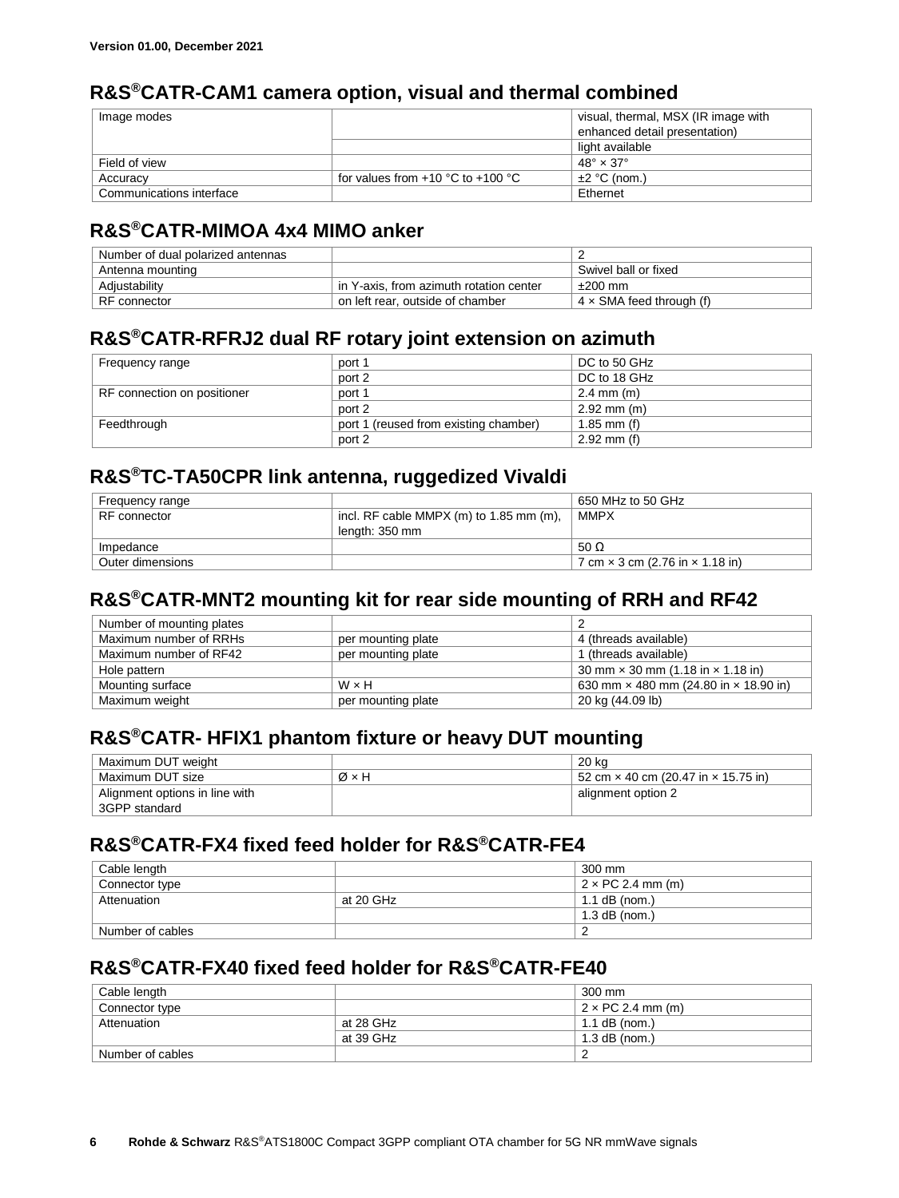## R&S®CATR-CAM1 camera option, visual and thermal combined

| | | |
|---|---|---|
| Image modes | | visual, thermal, MSX (IR image with enhanced detail presentation) |
| | | light available |
| Field of view | | 48° × 37° |
| Accuracy | for values from +10 °C to +100 °C | ±2 °C (nom.) |
| Communications interface | | Ethernet |

## R&S®CATR-MIMOA 4x4 MIMO anker

| | | |
|---|---|---|
| Number of dual polarized antennas | | 2 |
| Antenna mounting | | Swivel ball or fixed |
| Adjustability | in Y-axis, from azimuth rotation center | ±200 mm |
| RF connector | on left rear, outside of chamber | 4 × SMA feed through (f) |

## R&S®CATR-RFRJ2 dual RF rotary joint extension on azimuth

| | | |
|---|---|---|
| Frequency range | port 1 | DC to 50 GHz |
| | port 2 | DC to 18 GHz |
| RF connection on positioner | port 1 | 2.4 mm (m) |
| | port 2 | 2.92 mm (m) |
| Feedthrough | port 1 (reused from existing chamber) | 1.85 mm (f) |
| | port 2 | 2.92 mm (f) |

## R&S®TC-TA50CPR link antenna, ruggedized Vivaldi

| | | |
|---|---|---|
| Frequency range | | 650 MHz to 50 GHz |
| RF connector | incl. RF cable MMPX (m) to 1.85 mm (m), length: 350 mm | MMPX |
| Impedance | | 50 Ω |
| Outer dimensions | | 7 cm × 3 cm (2.76 in × 1.18 in) |

## R&S®CATR-MNT2 mounting kit for rear side mounting of RRH and RF42

| | | |
|---|---|---|
| Number of mounting plates | | 2 |
| Maximum number of RRHs | per mounting plate | 4 (threads available) |
| Maximum number of RF42 | per mounting plate | 1 (threads available) |
| Hole pattern | | 30 mm × 30 mm (1.18 in × 1.18 in) |
| Mounting surface | W × H | 630 mm × 480 mm (24.80 in × 18.90 in) |
| Maximum weight | per mounting plate | 20 kg (44.09 lb) |

## R&S®CATR- HFIX1 phantom fixture or heavy DUT mounting

| | | |
|---|---|---|
| Maximum DUT weight | | 20 kg |
| Maximum DUT size | Ø × H | 52 cm × 40 cm (20.47 in × 15.75 in) |
| Alignment options in line with 3GPP standard | | alignment option 2 |

## R&S®CATR-FX4 fixed feed holder for R&S®CATR-FE4

| | | |
|---|---|---|
| Cable length | | 300 mm |
| Connector type | | 2 × PC 2.4 mm (m) |
| Attenuation | at 20 GHz | 1.1 dB (nom.) |
| | | 1.3 dB (nom.) |
| Number of cables | | 2 |

## R&S®CATR-FX40 fixed feed holder for R&S®CATR-FE40

| | | |
|---|---|---|
| Cable length | | 300 mm |
| Connector type | | 2 × PC 2.4 mm (m) |
| Attenuation | at 28 GHz | 1.1 dB (nom.) |
| | at 39 GHz | 1.3 dB (nom.) |
| Number of cables | | 2 |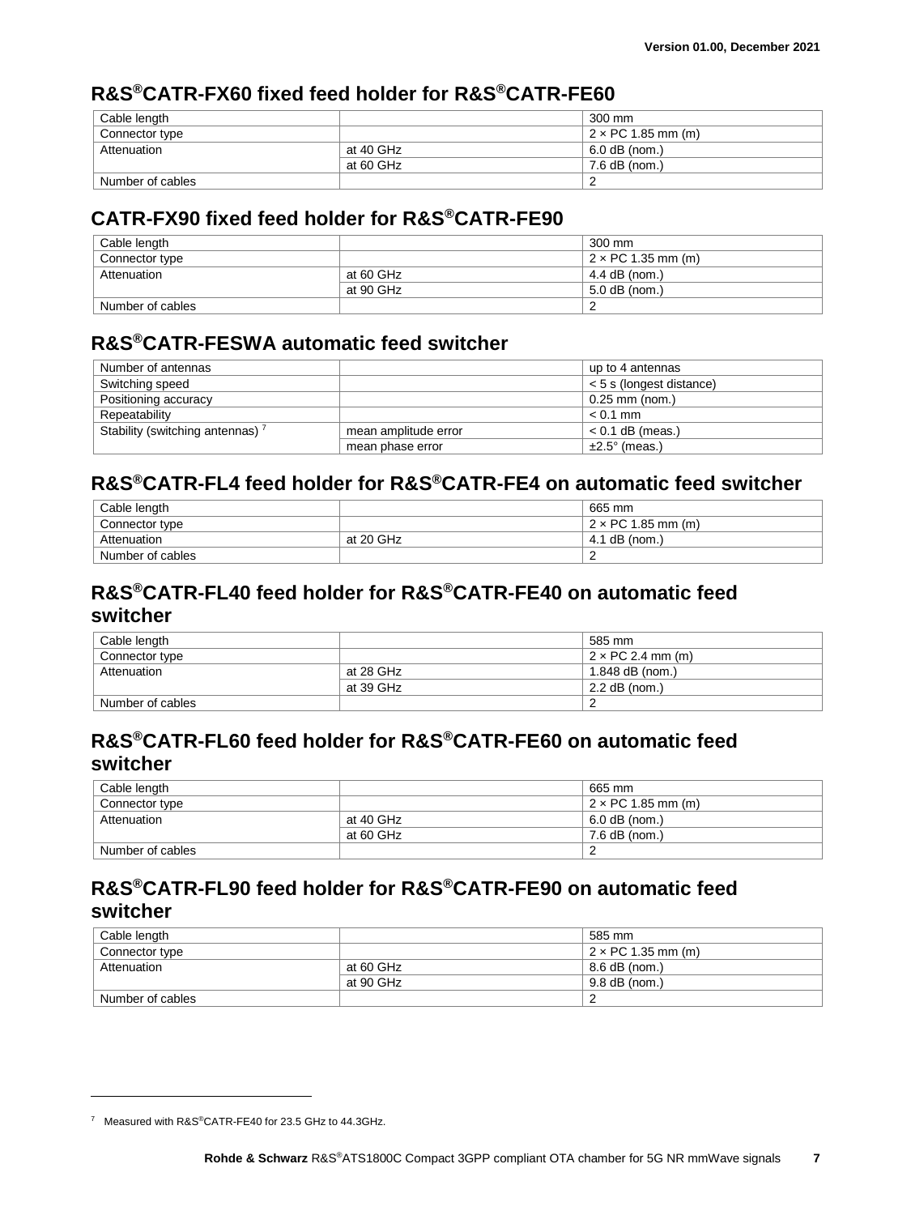## R&S®CATR-FX60 fixed feed holder for R&S®CATR-FE60

| | | |
|---|---|---|
| Cable length | | 300 mm |
| Connector type | | 2 × PC 1.85 mm (m) |
| Attenuation | at 40 GHz | 6.0 dB (nom.) |
| | at 60 GHz | 7.6 dB (nom.) |
| Number of cables | | 2 |

## CATR-FX90 fixed feed holder for R&S®CATR-FE90

| | | |
|---|---|---|
| Cable length | | 300 mm |
| Connector type | | 2 × PC 1.35 mm (m) |
| Attenuation | at 60 GHz | 4.4 dB (nom.) |
| | at 90 GHz | 5.0 dB (nom.) |
| Number of cables | | 2 |

## R&S®CATR-FESWA automatic feed switcher

| | | |
|---|---|---|
| Number of antennas | | up to 4 antennas |
| Switching speed | | < 5 s (longest distance) |
| Positioning accuracy | | 0.25 mm (nom.) |
| Repeatability | | < 0.1 mm |
| Stability (switching antennas) [7] | mean amplitude error | < 0.1 dB (meas.) |
| | mean phase error | ±2.5° (meas.) |

## R&S®CATR-FL4 feed holder for R&S®CATR-FE4 on automatic feed switcher

| | | |
|---|---|---|
| Cable length | | 665 mm |
| Connector type | | 2 × PC 1.85 mm (m) |
| Attenuation | at 20 GHz | 4.1 dB (nom.) |
| Number of cables | | 2 |

## R&S®CATR-FL40 feed holder for R&S®CATR-FE40 on automatic feed switcher

| | | |
|---|---|---|
| Cable length | | 585 mm |
| Connector type | | 2 × PC 2.4 mm (m) |
| Attenuation | at 28 GHz | 1.848 dB (nom.) |
| | at 39 GHz | 2.2 dB (nom.) |
| Number of cables | | 2 |

## R&S®CATR-FL60 feed holder for R&S®CATR-FE60 on automatic feed switcher

| | | |
|---|---|---|
| Cable length | | 665 mm |
| Connector type | | 2 × PC 1.85 mm (m) |
| Attenuation | at 40 GHz | 6.0 dB (nom.) |
| | at 60 GHz | 7.6 dB (nom.) |
| Number of cables | | 2 |

## R&S®CATR-FL90 feed holder for R&S®CATR-FE90 on automatic feed switcher

| | | |
|---|---|---|
| Cable length | | 585 mm |
| Connector type | | 2 × PC 1.35 mm (m) |
| Attenuation | at 60 GHz | 8.6 dB (nom.) |
| | at 90 GHz | 9.8 dB (nom.) |
| Number of cables | | 2 |

[7] Measured with R&S®CATR-FE40 for 23.5 GHz to 44.3GHz.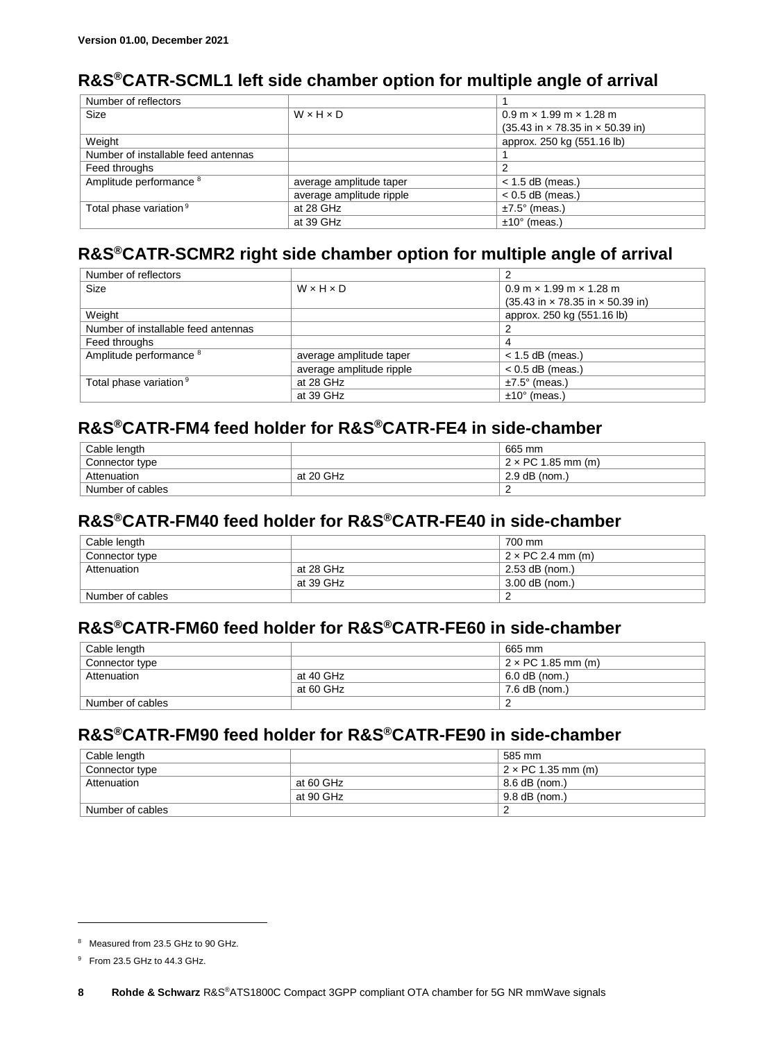## R&S®CATR-SCML1 left side chamber option for multiple angle of arrival

| | | |
|---|---|---|
| Number of reflectors | | 1 |
| Size | W × H × D | 0.9 m × 1.99 m × 1.28 m (35.43 in × 78.35 in × 50.39 in) |
| Weight | | approx. 250 kg (551.16 lb) |
| Number of installable feed antennas | | 1 |
| Feed throughs | | 2 |
| Amplitude performance [8] | average amplitude taper | < 1.5 dB (meas.) |
| | average amplitude ripple | < 0.5 dB (meas.) |
| Total phase variation [9] | at 28 GHz | ±7.5° (meas.) |
| | at 39 GHz | ±10° (meas.) |

## R&S®CATR-SCMR2 right side chamber option for multiple angle of arrival

| | | |
|---|---|---|
| Number of reflectors | | 2 |
| Size | W × H × D | 0.9 m × 1.99 m × 1.28 m (35.43 in × 78.35 in × 50.39 in) |
| Weight | | approx. 250 kg (551.16 lb) |
| Number of installable feed antennas | | 2 |
| Feed throughs | | 4 |
| Amplitude performance [8] | average amplitude taper | < 1.5 dB (meas.) |
| | average amplitude ripple | < 0.5 dB (meas.) |
| Total phase variation [9] | at 28 GHz | ±7.5° (meas.) |
| | at 39 GHz | ±10° (meas.) |

## R&S®CATR-FM4 feed holder for R&S®CATR-FE4 in side-chamber

| | | |
|---|---|---|
| Cable length | | 665 mm |
| Connector type | | 2 × PC 1.85 mm (m) |
| Attenuation | at 20 GHz | 2.9 dB (nom.) |
| Number of cables | | 2 |

## R&S®CATR-FM40 feed holder for R&S®CATR-FE40 in side-chamber

| | | |
|---|---|---|
| Cable length | | 700 mm |
| Connector type | | 2 × PC 2.4 mm (m) |
| Attenuation | at 28 GHz | 2.53 dB (nom.) |
| | at 39 GHz | 3.00 dB (nom.) |
| Number of cables | | 2 |

## R&S®CATR-FM60 feed holder for R&S®CATR-FE60 in side-chamber

| | | |
|---|---|---|
| Cable length | | 665 mm |
| Connector type | | 2 × PC 1.85 mm (m) |
| Attenuation | at 40 GHz | 6.0 dB (nom.) |
| | at 60 GHz | 7.6 dB (nom.) |
| Number of cables | | 2 |

## R&S®CATR-FM90 feed holder for R&S®CATR-FE90 in side-chamber

| | | |
|---|---|---|
| Cable length | | 585 mm |
| Connector type | | 2 × PC 1.35 mm (m) |
| Attenuation | at 60 GHz | 8.6 dB (nom.) |
| | at 90 GHz | 9.8 dB (nom.) |
| Number of cables | | 2 |

[8] Measured from 23.5 GHz to 90 GHz.

[9] From 23.5 GHz to 44.3 GHz.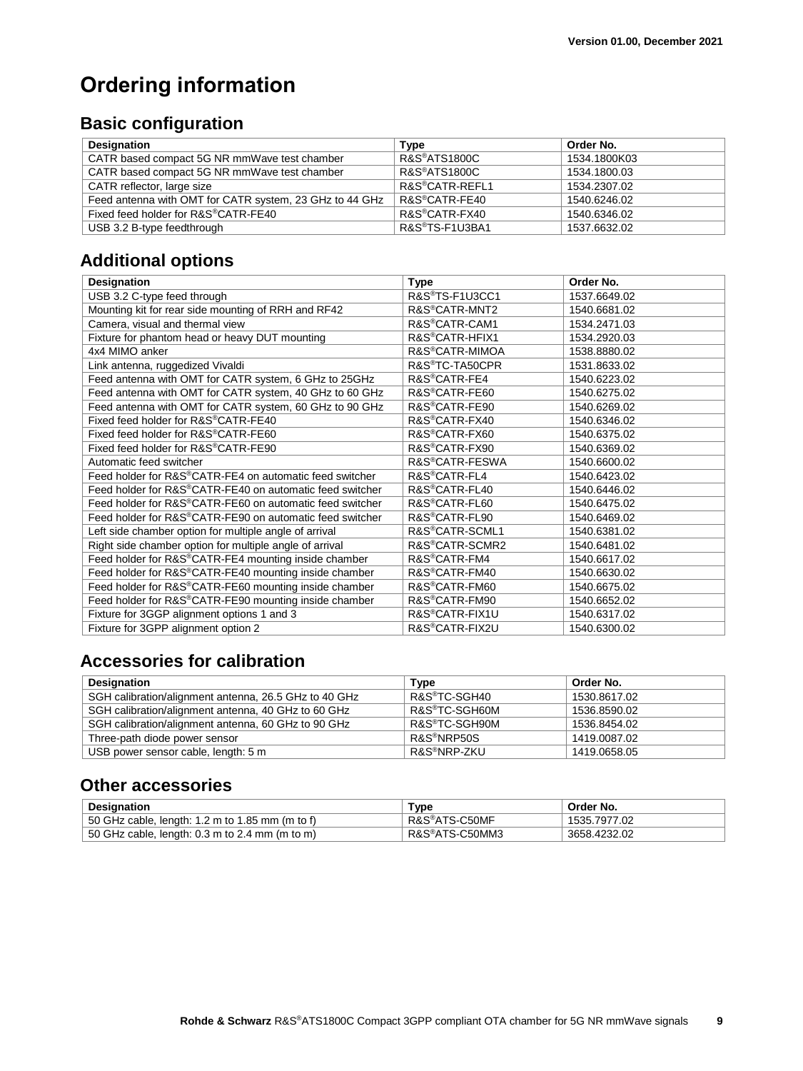# Ordering information

## Basic configuration

| Designation | Type | Order No. |
|---|---|---|
| CATR based compact 5G NR mmWave test chamber | R&S®ATS1800C | 1534.1800K03 |
| CATR based compact 5G NR mmWave test chamber | R&S®ATS1800C | 1534.1800.03 |
| CATR reflector, large size | R&S®CATR-REFL1 | 1534.2307.02 |
| Feed antenna with OMT for CATR system, 23 GHz to 44 GHz | R&S®CATR-FE40 | 1540.6246.02 |
| Fixed feed holder for R&S®CATR-FE40 | R&S®CATR-FX40 | 1540.6346.02 |
| USB 3.2 B-type feedthrough | R&S®TS-F1U3BA1 | 1537.6632.02 |

## Additional options

| Designation | Type | Order No. |
|---|---|---|
| USB 3.2 C-type feed through | R&S®TS-F1U3CC1 | 1537.6649.02 |
| Mounting kit for rear side mounting of RRH and RF42 | R&S®CATR-MNT2 | 1540.6681.02 |
| Camera, visual and thermal view | R&S®CATR-CAM1 | 1534.2471.03 |
| Fixture for phantom head or heavy DUT mounting | R&S®CATR-HFIX1 | 1534.2920.03 |
| 4x4 MIMO anker | R&S®CATR-MIMOA | 1538.8880.02 |
| Link antenna, ruggedized Vivaldi | R&S®TC-TA50CPR | 1531.8633.02 |
| Feed antenna with OMT for CATR system, 6 GHz to 25GHz | R&S®CATR-FE4 | 1540.6223.02 |
| Feed antenna with OMT for CATR system, 40 GHz to 60 GHz | R&S®CATR-FE60 | 1540.6275.02 |
| Feed antenna with OMT for CATR system, 60 GHz to 90 GHz | R&S®CATR-FE90 | 1540.6269.02 |
| Fixed feed holder for R&S®CATR-FE40 | R&S®CATR-FX40 | 1540.6346.02 |
| Fixed feed holder for R&S®CATR-FE60 | R&S®CATR-FX60 | 1540.6375.02 |
| Fixed feed holder for R&S®CATR-FE90 | R&S®CATR-FX90 | 1540.6369.02 |
| Automatic feed switcher | R&S®CATR-FESWA | 1540.6600.02 |
| Feed holder for R&S®CATR-FE4 on automatic feed switcher | R&S®CATR-FL4 | 1540.6423.02 |
| Feed holder for R&S®CATR-FE40 on automatic feed switcher | R&S®CATR-FL40 | 1540.6446.02 |
| Feed holder for R&S®CATR-FE60 on automatic feed switcher | R&S®CATR-FL60 | 1540.6475.02 |
| Feed holder for R&S®CATR-FE90 on automatic feed switcher | R&S®CATR-FL90 | 1540.6469.02 |
| Left side chamber option for multiple angle of arrival | R&S®CATR-SCML1 | 1540.6381.02 |
| Right side chamber option for multiple angle of arrival | R&S®CATR-SCMR2 | 1540.6481.02 |
| Feed holder for R&S®CATR-FE4 mounting inside chamber | R&S®CATR-FM4 | 1540.6617.02 |
| Feed holder for R&S®CATR-FE40 mounting inside chamber | R&S®CATR-FM40 | 1540.6630.02 |
| Feed holder for R&S®CATR-FE60 mounting inside chamber | R&S®CATR-FM60 | 1540.6675.02 |
| Feed holder for R&S®CATR-FE90 mounting inside chamber | R&S®CATR-FM90 | 1540.6652.02 |
| Fixture for 3GGP alignment options 1 and 3 | R&S®CATR-FIX1U | 1540.6317.02 |
| Fixture for 3GPP alignment option 2 | R&S®CATR-FIX2U | 1540.6300.02 |

## Accessories for calibration

| Designation | Type | Order No. |
|---|---|---|
| SGH calibration/alignment antenna, 26.5 GHz to 40 GHz | R&S®TC-SGH40 | 1530.8617.02 |
| SGH calibration/alignment antenna, 40 GHz to 60 GHz | R&S®TC-SGH60M | 1536.8590.02 |
| SGH calibration/alignment antenna, 60 GHz to 90 GHz | R&S®TC-SGH90M | 1536.8454.02 |
| Three-path diode power sensor | R&S®NRP50S | 1419.0087.02 |
| USB power sensor cable, length: 5 m | R&S®NRP-ZKU | 1419.0658.05 |

## Other accessories

| Designation | Type | Order No. |
|---|---|---|
| 50 GHz cable, length: 1.2 m to 1.85 mm (m to f) | R&S®ATS-C50MF | 1535.7977.02 |
| 50 GHz cable, length: 0.3 m to 2.4 mm (m to m) | R&S®ATS-C50MM3 | 3658.4232.02 |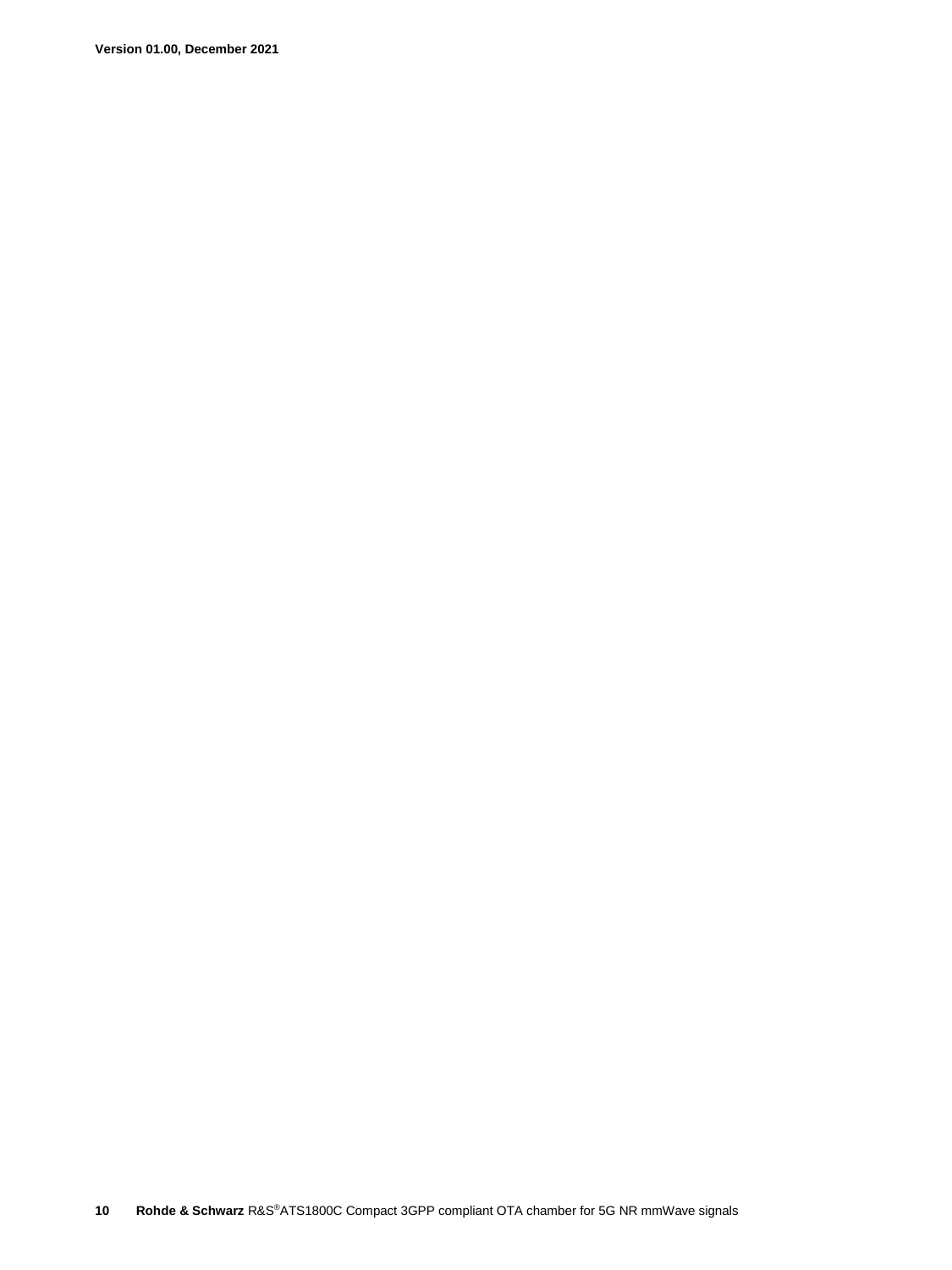Version 01.00, December 2021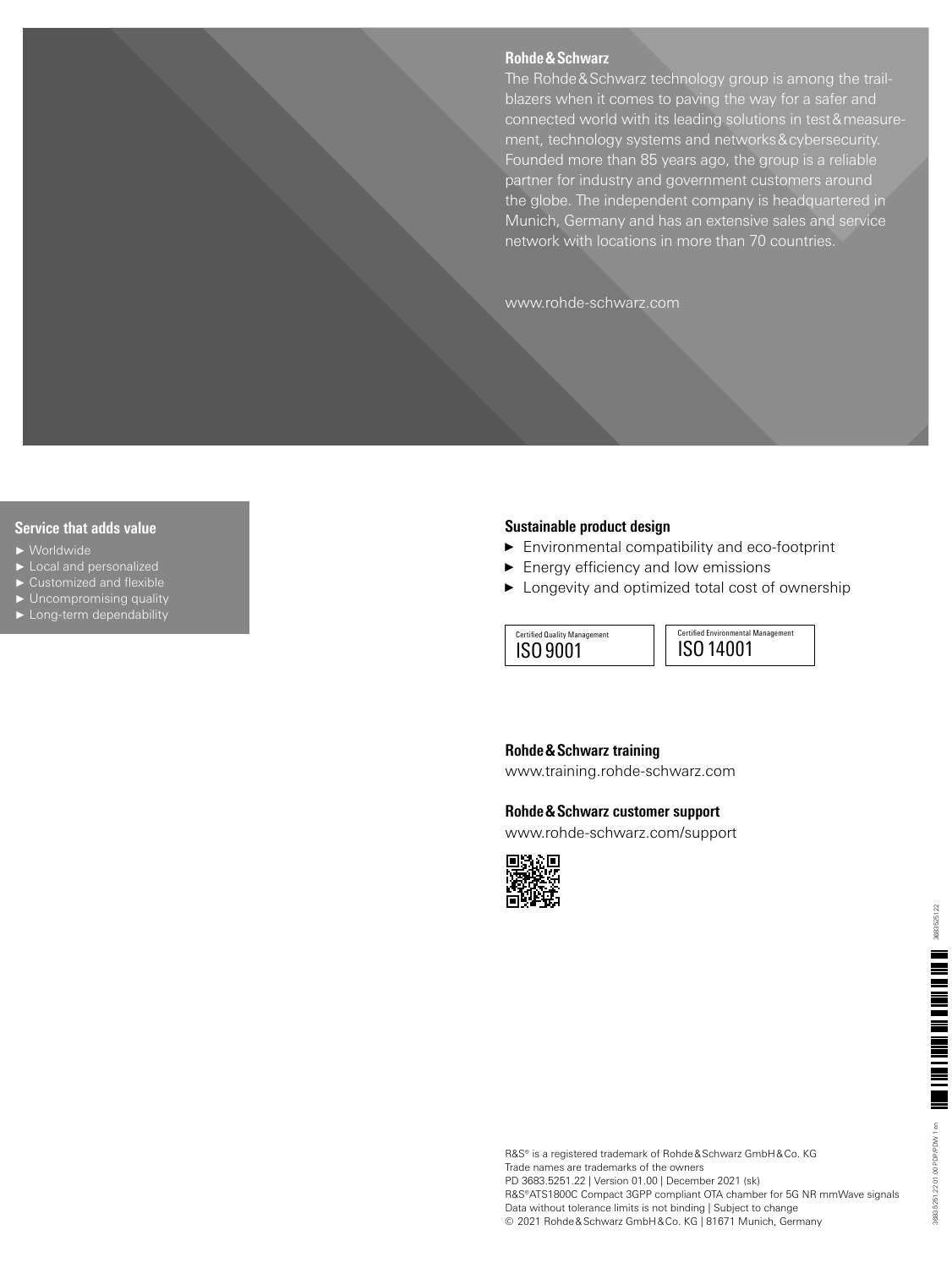## Rohde & Schwarz

The Rohde & Schwarz technology group is among the trailblazers when it comes to paving the way for a safer and connected world with its leading solutions in test & measurement, technology systems and networks & cybersecurity. Founded more than 85 years ago, the group is a reliable partner for industry and government customers around the globe. The independent company is headquartered in Munich, Germany and has an extensive sales and service network with locations in more than 70 countries.

www.rohde-schwarz.com

### Service that adds value

- Worldwide
- Local and personalized
- Customized and flexible
- Uncompromising quality
- Long-term dependability

### Sustainable product design

- Environmental compatibility and eco-footprint
- Energy efficiency and low emissions
- Longevity and optimized total cost of ownership

Certified Quality Management
ISO 9001

Certified Environmental Management
ISO 14001

### Rohde & Schwarz training

www.training.rohde-schwarz.com

### Rohde & Schwarz customer support

www.rohde-schwarz.com/support

R&S® is a registered trademark of Rohde & Schwarz GmbH & Co. KG
Trade names are trademarks of the owners
PD 3683.5251.22 | Version 01.00 | December 2021 (sk)
R&S®ATS1800C Compact 3GPP compliant OTA chamber for 5G NR mmWave signals
Data without tolerance limits is not binding | Subject to change
© 2021 Rohde & Schwarz GmbH & Co. KG | 81671 Munich, Germany

3683525122

3683.5251.22 01.00 PDP/PDW 1 en